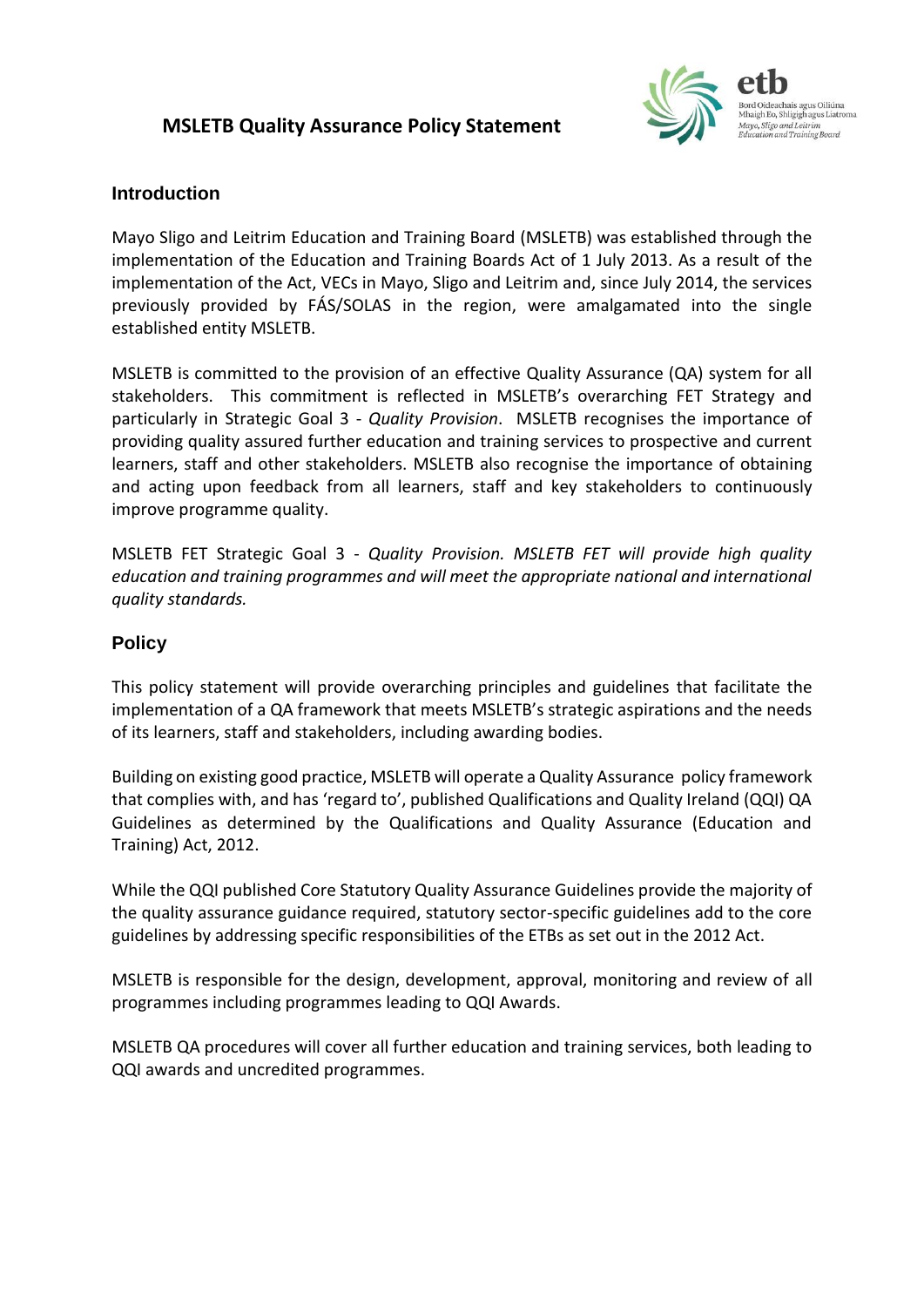# MSLETB Quality Assurance Policy Statement

## Introduction

Mayo Sligo and Leitrim Education and Training Board (MSLETB) was established through the implementation of the Education and Training Boards Act of 1 July 2013. As a result of the implementation of the Act, VECs in Mayo, Sligo and Leitrim and, since July 2014, the services previously provided by FÁS/SOLAS in the region, were amalgamated into the single established entity MSLETB.

MSLETB is committed to the provision of an effective Quality Assurance (QA) system for all stakeholders. This commitment is reflected in MSLETB's overarching FET Strategy and particularly in Strategic Goal 3 - *Quality Provision*. MSLETB recognises the importance of providing quality assured further education and training services to prospective and current learners, staff and other stakeholders. MSLETB also recognise the importance of obtaining and acting upon feedback from all learners, staff and key stakeholders to continuously improve programme quality.

MSLETB FET Strategic Goal 3 - *Quality Provision. MSLETB FET will provide high quality education and training programmes and will meet the appropriate national and international quality standards.*

## Policy

This policy statement will provide overarching principles and guidelines that facilitate the implementation of a QA framework that meets MSLETB's strategic aspirations and the needs of its learners, staff and stakeholders, including awarding bodies.

Building on existing good practice, MSLETB will operate a Quality Assurance policy framework that complies with, and has 'regard to', published Qualifications and Quality Ireland (QQI) QA Guidelines as determined by the Qualifications and Quality Assurance (Education and Training) Act, 2012.

While the QQI published Core Statutory Quality Assurance Guidelines provide the majority of the quality assurance guidance required, statutory sector-specific guidelines add to the core guidelines by addressing specific responsibilities of the ETBs as set out in the 2012 Act.

MSLETB is responsible for the design, development, approval, monitoring and review of all programmes including programmes leading to QQI Awards.

MSLETB QA procedures will cover all further education and training services, both leading to QQI awards and uncredited programmes.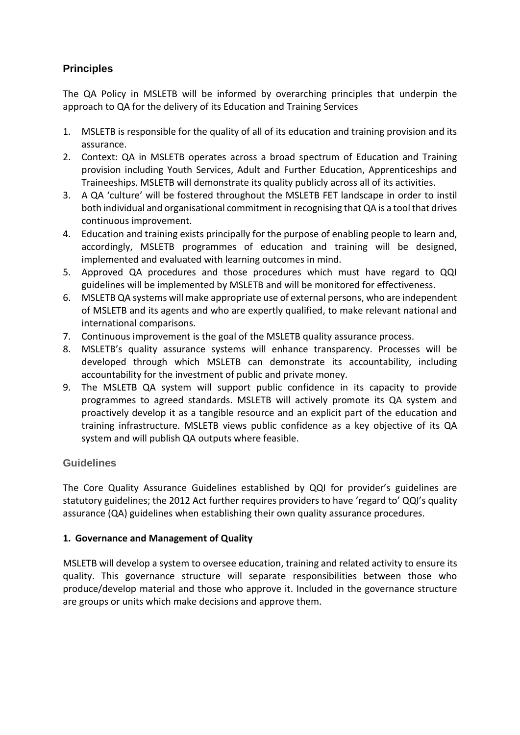## Principles

The QA Policy in MSLETB will be informed by overarching principles that underpin the approach to QA for the delivery of its Education and Training Services

1. MSLETB is responsible for the quality of all of its education and training provision and its assurance.
2. Context: QA in MSLETB operates across a broad spectrum of Education and Training provision including Youth Services, Adult and Further Education, Apprenticeships and Traineeships. MSLETB will demonstrate its quality publicly across all of its activities.
3. A QA 'culture' will be fostered throughout the MSLETB FET landscape in order to instil both individual and organisational commitment in recognising that QA is a tool that drives continuous improvement.
4. Education and training exists principally for the purpose of enabling people to learn and, accordingly, MSLETB programmes of education and training will be designed, implemented and evaluated with learning outcomes in mind.
5. Approved QA procedures and those procedures which must have regard to QQI guidelines will be implemented by MSLETB and will be monitored for effectiveness.
6. MSLETB QA systems will make appropriate use of external persons, who are independent of MSLETB and its agents and who are expertly qualified, to make relevant national and international comparisons.
7. Continuous improvement is the goal of the MSLETB quality assurance process.
8. MSLETB's quality assurance systems will enhance transparency. Processes will be developed through which MSLETB can demonstrate its accountability, including accountability for the investment of public and private money.
9. The MSLETB QA system will support public confidence in its capacity to provide programmes to agreed standards. MSLETB will actively promote its QA system and proactively develop it as a tangible resource and an explicit part of the education and training infrastructure. MSLETB views public confidence as a key objective of its QA system and will publish QA outputs where feasible.

### Guidelines

The Core Quality Assurance Guidelines established by QQI for provider's guidelines are statutory guidelines; the 2012 Act further requires providers to have 'regard to' QQI's quality assurance (QA) guidelines when establishing their own quality assurance procedures.

**1. Governance and Management of Quality**

MSLETB will develop a system to oversee education, training and related activity to ensure its quality. This governance structure will separate responsibilities between those who produce/develop material and those who approve it. Included in the governance structure are groups or units which make decisions and approve them.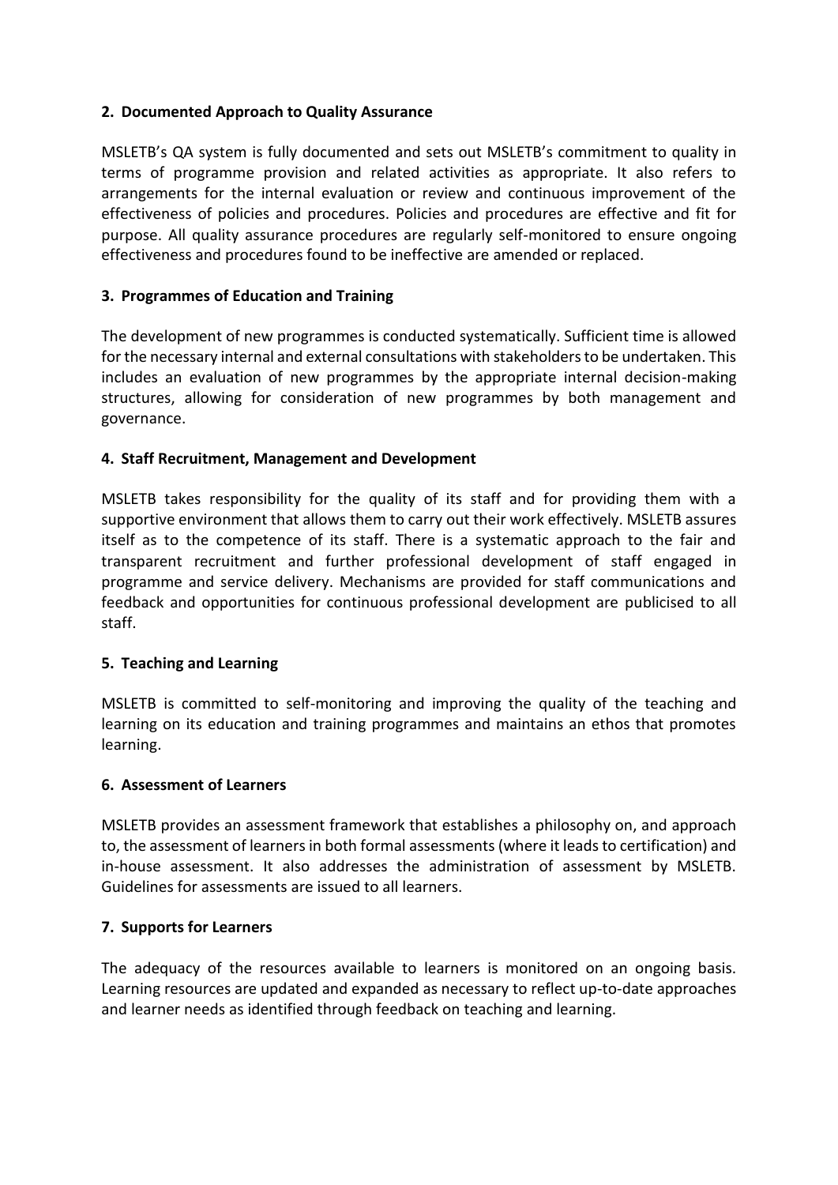## 2. Documented Approach to Quality Assurance

MSLETB's QA system is fully documented and sets out MSLETB's commitment to quality in terms of programme provision and related activities as appropriate. It also refers to arrangements for the internal evaluation or review and continuous improvement of the effectiveness of policies and procedures. Policies and procedures are effective and fit for purpose. All quality assurance procedures are regularly self-monitored to ensure ongoing effectiveness and procedures found to be ineffective are amended or replaced.

## 3. Programmes of Education and Training

The development of new programmes is conducted systematically. Sufficient time is allowed for the necessary internal and external consultations with stakeholders to be undertaken. This includes an evaluation of new programmes by the appropriate internal decision-making structures, allowing for consideration of new programmes by both management and governance.

## 4. Staff Recruitment, Management and Development

MSLETB takes responsibility for the quality of its staff and for providing them with a supportive environment that allows them to carry out their work effectively. MSLETB assures itself as to the competence of its staff. There is a systematic approach to the fair and transparent recruitment and further professional development of staff engaged in programme and service delivery. Mechanisms are provided for staff communications and feedback and opportunities for continuous professional development are publicised to all staff.

## 5. Teaching and Learning

MSLETB is committed to self-monitoring and improving the quality of the teaching and learning on its education and training programmes and maintains an ethos that promotes learning.

## 6. Assessment of Learners

MSLETB provides an assessment framework that establishes a philosophy on, and approach to, the assessment of learners in both formal assessments (where it leads to certification) and in-house assessment. It also addresses the administration of assessment by MSLETB. Guidelines for assessments are issued to all learners.

## 7. Supports for Learners

The adequacy of the resources available to learners is monitored on an ongoing basis. Learning resources are updated and expanded as necessary to reflect up-to-date approaches and learner needs as identified through feedback on teaching and learning.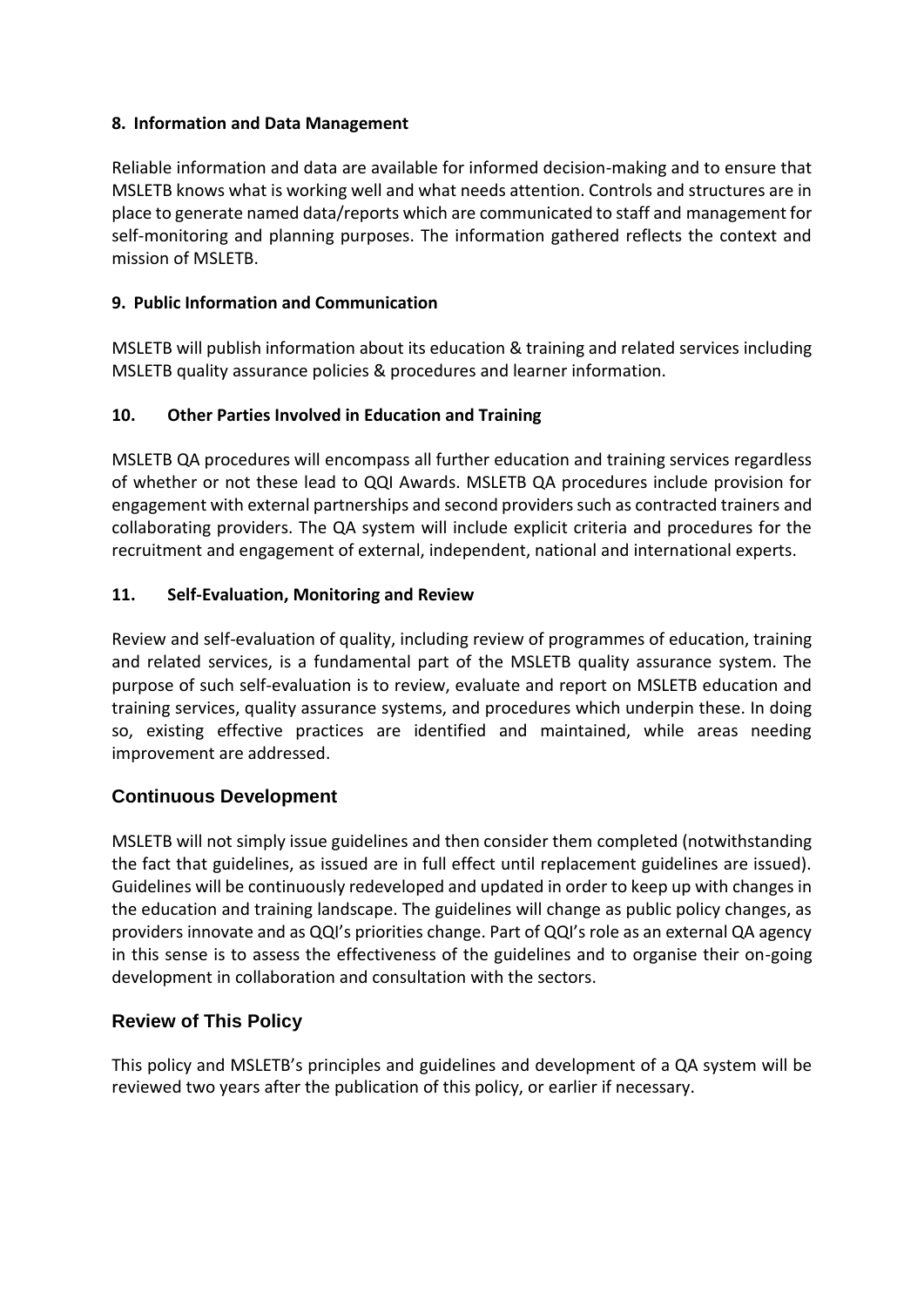#### 8. Information and Data Management

Reliable information and data are available for informed decision-making and to ensure that MSLETB knows what is working well and what needs attention. Controls and structures are in place to generate named data/reports which are communicated to staff and management for self-monitoring and planning purposes. The information gathered reflects the context and mission of MSLETB.

#### 9. Public Information and Communication

MSLETB will publish information about its education & training and related services including MSLETB quality assurance policies & procedures and learner information.

#### 10. Other Parties Involved in Education and Training

MSLETB QA procedures will encompass all further education and training services regardless of whether or not these lead to QQI Awards. MSLETB QA procedures include provision for engagement with external partnerships and second providers such as contracted trainers and collaborating providers. The QA system will include explicit criteria and procedures for the recruitment and engagement of external, independent, national and international experts.

#### 11. Self-Evaluation, Monitoring and Review

Review and self-evaluation of quality, including review of programmes of education, training and related services, is a fundamental part of the MSLETB quality assurance system. The purpose of such self-evaluation is to review, evaluate and report on MSLETB education and training services, quality assurance systems, and procedures which underpin these. In doing so, existing effective practices are identified and maintained, while areas needing improvement are addressed.

## Continuous Development

MSLETB will not simply issue guidelines and then consider them completed (notwithstanding the fact that guidelines, as issued are in full effect until replacement guidelines are issued). Guidelines will be continuously redeveloped and updated in order to keep up with changes in the education and training landscape. The guidelines will change as public policy changes, as providers innovate and as QQI's priorities change. Part of QQI's role as an external QA agency in this sense is to assess the effectiveness of the guidelines and to organise their on-going development in collaboration and consultation with the sectors.

## Review of This Policy

This policy and MSLETB's principles and guidelines and development of a QA system will be reviewed two years after the publication of this policy, or earlier if necessary.